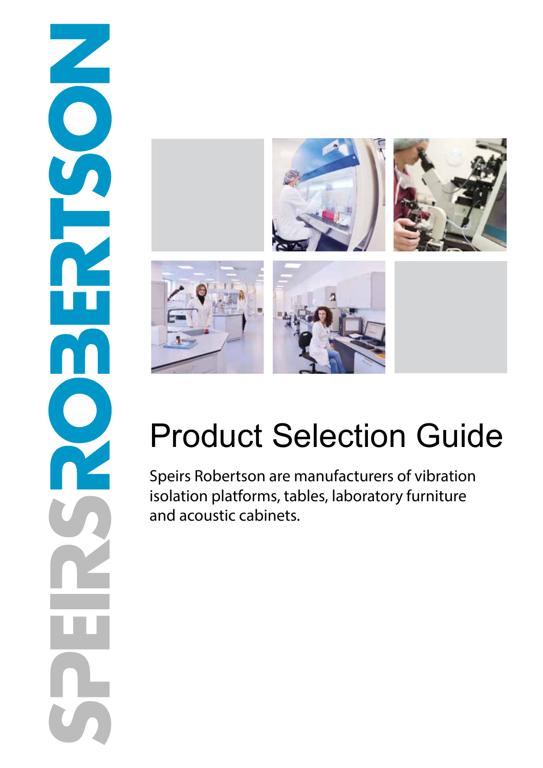SPEIRSROBERTSON

# Product Selection Guide

Speirs Robertson are manufacturers of vibration isolation platforms, tables, laboratory furniture and acoustic cabinets.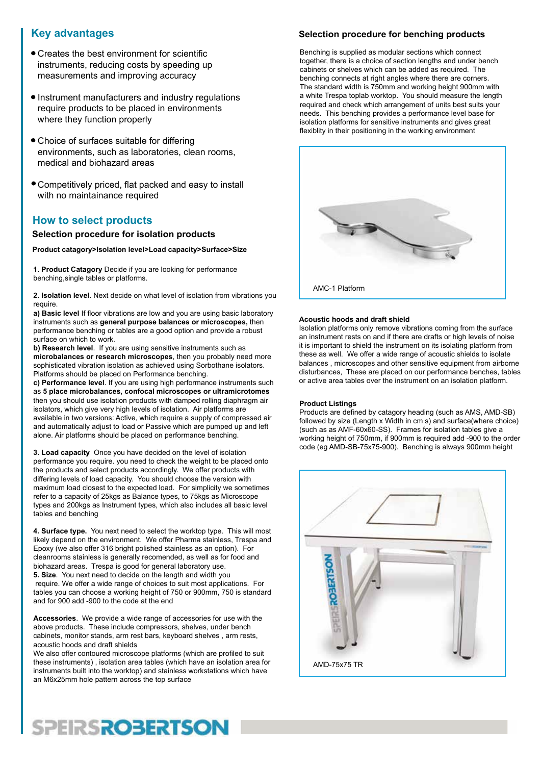## Key advantages

- Creates the best environment for scientific instruments, reducing costs by speeding up measurements and improving accuracy
- Instrument manufacturers and industry regulations require products to be placed in environments where they function properly
- Choice of surfaces suitable for differing environments, such as laboratories, clean rooms, medical and biohazard areas
- Competitively priced, flat packed and easy to install with no maintainance required

## How to select products

### Selection procedure for isolation products

**Product catagory>Isolation level>Load capacity>Surface>Size**

**1. Product Catagory** Decide if you are looking for performance benching,single tables or platforms.

**2. Isolation level**. Next decide on what level of isolation from vibrations you require.
**a) Basic level** If floor vibrations are low and you are using basic laboratory instruments such as **general purpose balances or microscopes,** then performance benching or tables are a good option and provide a robust surface on which to work.
**b) Research level**. If you are using sensitive instruments such as **microbalances or research microscopes**, then you probably need more sophisticated vibration isolation as achieved using Sorbothane isolators. Platforms should be placed on Performance benching.
**c) Performance level**. If you are using high performance instruments such as **5 place microbalances, confocal microscopes or ultramicrotomes** then you should use isolation products with damped rolling diaphragm air isolators, which give very high levels of isolation. Air platforms are available in two versions: Active, which require a supply of compressed air and automatically adjust to load or Passive which are pumped up and left alone. Air platforms should be placed on performance benching.

**3. Load capacity** Once you have decided on the level of isolation performance you require. you need to check the weight to be placed onto the products and select products accordingly. We offer products with differing levels of load capacity. You should choose the version with maximum load closest to the expected load. For simplicity we sometimes refer to a capacity of 25kgs as Balance types, to 75kgs as Microscope types and 200kgs as Instrument types, which also includes all basic level tables and benching

**4. Surface type.** You next need to select the worktop type. This will most likely depend on the environment. We offer Pharma stainless, Trespa and Epoxy (we also offer 316 bright polished stainless as an option). For cleanrooms stainless is generally recomended, as well as for food and biohazard areas. Trespa is good for general laboratory use.
**5. Size**. You next need to decide on the length and width you require. We offer a wide range of choices to suit most applications. For tables you can choose a working height of 750 or 900mm, 750 is standard and for 900 add -900 to the code at the end

**Accessories**. We provide a wide range of accessories for use with the above products. These include compressors, shelves, under bench cabinets, monitor stands, arm rest bars, keyboard shelves , arm rests, acoustic hoods and draft shields
We also offer contoured microscope platforms (which are profiled to suit these instruments) , isolation area tables (which have an isolation area for instruments built into the worktop) and stainless workstations which have an M6x25mm hole pattern across the top surface

### Selection procedure for benching products

Benching is supplied as modular sections which connect together, there is a choice of section lengths and under bench cabinets or shelves which can be added as required. The benching connects at right angles where there are corners. The standard width is 750mm and working height 900mm with a white Trespa toplab worktop. You should measure the length required and check which arrangement of units best suits your needs. This benching provides a performance level base for isolation platforms for sensitive instruments and gives great flexiblity in their positioning in the working environment

AMC-1 Platform

**Acoustic hoods and draft shield**
Isolation platforms only remove vibrations coming from the surface an instrument rests on and if there are drafts or high levels of noise it is important to shield the instrument on its isolating platform from these as well. We offer a wide range of acoustic shields to isolate balances , microscopes and other sensitive equipment from airborne disturbances, These are placed on our performance benches, tables or active area tables over the instrument on an isolation platform.

**Product Listings**
Products are defined by catagory heading (such as AMS, AMD-SB) followed by size (Length x Width in cm s) and surface(where choice) (such as as AMF-60x60-SS). Frames for isolation tables give a working height of 750mm, if 900mm is required add -900 to the order code (eg AMD-SB-75x75-900). Benching is always 900mm height

AMD-75x75 TR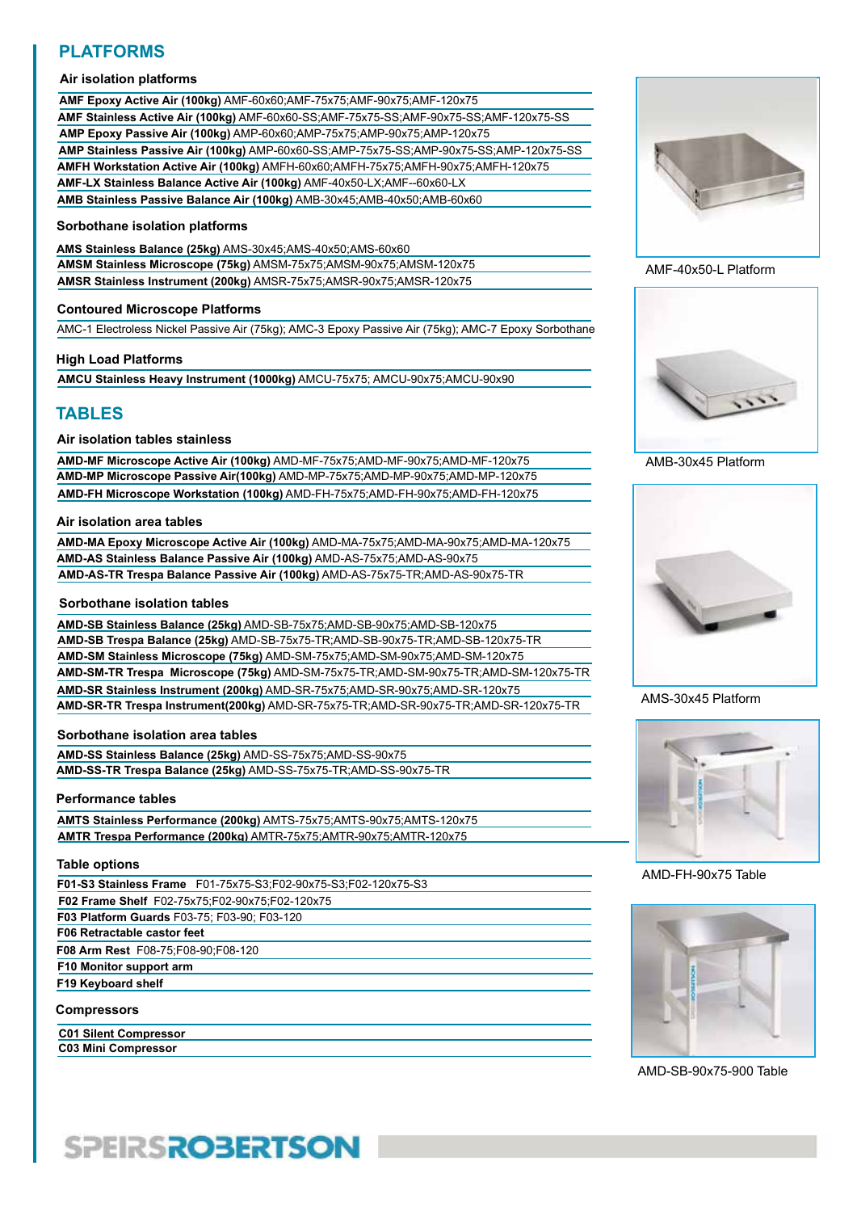# PLATFORMS

### Air isolation platforms

**AMF Epoxy Active Air (100kg)** AMF-60x60;AMF-75x75;AMF-90x75;AMF-120x75
**AMF Stainless Active Air (100kg)** AMF-60x60-SS;AMF-75x75-SS;AMF-90x75-SS;AMF-120x75-SS
**AMP Epoxy Passive Air (100kg)** AMP-60x60;AMP-75x75;AMP-90x75;AMP-120x75
**AMP Stainless Passive Air (100kg)** AMP-60x60-SS;AMP-75x75-SS;AMP-90x75-SS;AMP-120x75-SS
**AMFH Workstation Active Air (100kg)** AMFH-60x60;AMFH-75x75;AMFH-90x75;AMFH-120x75
**AMF-LX Stainless Balance Active Air (100kg)** AMF-40x50-LX;AMF--60x60-LX
**AMB Stainless Passive Balance Air (100kg)** AMB-30x45;AMB-40x50;AMB-60x60

### Sorbothane isolation platforms

**AMS Stainless Balance (25kg)** AMS-30x45;AMS-40x50;AMS-60x60
**AMSM Stainless Microscope (75kg)** AMSM-75x75;AMSM-90x75;AMSM-120x75
**AMSR Stainless Instrument (200kg)** AMSR-75x75;AMSR-90x75;AMSR-120x75

### Contoured Microscope Platforms

AMC-1 Electroless Nickel Passive Air (75kg); AMC-3 Epoxy Passive Air (75kg); AMC-7 Epoxy Sorbothane

### High Load Platforms

**AMCU Stainless Heavy Instrument (1000kg)** AMCU-75x75; AMCU-90x75;AMCU-90x90

# TABLES

### Air isolation tables stainless

**AMD-MF Microscope Active Air (100kg)** AMD-MF-75x75;AMD-MF-90x75;AMD-MF-120x75
**AMD-MP Microscope Passive Air(100kg)** AMD-MP-75x75;AMD-MP-90x75;AMD-MP-120x75
**AMD-FH Microscope Workstation (100kg)** AMD-FH-75x75;AMD-FH-90x75;AMD-FH-120x75

### Air isolation area tables

**AMD-MA Epoxy Microscope Active Air (100kg)** AMD-MA-75x75;AMD-MA-90x75;AMD-MA-120x75
**AMD-AS Stainless Balance Passive Air (100kg)** AMD-AS-75x75;AMD-AS-90x75
**AMD-AS-TR Trespa Balance Passive Air (100kg)** AMD-AS-75x75-TR;AMD-AS-90x75-TR

### Sorbothane isolation tables

**AMD-SB Stainless Balance (25kg)** AMD-SB-75x75;AMD-SB-90x75;AMD-SB-120x75
**AMD-SB Trespa Balance (25kg)** AMD-SB-75x75-TR;AMD-SB-90x75-TR;AMD-SB-120x75-TR
**AMD-SM Stainless Microscope (75kg)** AMD-SM-75x75;AMD-SM-90x75;AMD-SM-120x75
**AMD-SM-TR Trespa Microscope (75kg)** AMD-SM-75x75-TR;AMD-SM-90x75-TR;AMD-SM-120x75-TR
**AMD-SR Stainless Instrument (200kg)** AMD-SR-75x75;AMD-SR-90x75;AMD-SR-120x75
**AMD-SR-TR Trespa Instrument(200kg)** AMD-SR-75x75-TR;AMD-SR-90x75-TR;AMD-SR-120x75-TR

### Sorbothane isolation area tables

**AMD-SS Stainless Balance (25kg)** AMD-SS-75x75;AMD-SS-90x75
**AMD-SS-TR Trespa Balance (25kg)** AMD-SS-75x75-TR;AMD-SS-90x75-TR

### Performance tables

**AMTS Stainless Performance (200kg)** AMTS-75x75;AMTS-90x75;AMTS-120x75
**AMTR Trespa Performance (200kg)** AMTR-75x75;AMTR-90x75;AMTR-120x75

### Table options

**F01-S3 Stainless Frame** F01-75x75-S3;F02-90x75-S3;F02-120x75-S3
**F02 Frame Shelf** F02-75x75;F02-90x75;F02-120x75
**F03 Platform Guards** F03-75; F03-90; F03-120
**F06 Retractable castor feet**
**F08 Arm Rest** F08-75;F08-90;F08-120
**F10 Monitor support arm**
**F19 Keyboard shelf**

### Compressors

**C01 Silent Compressor**
**C03 Mini Compressor**

AMF-40x50-L Platform

AMB-30x45 Platform

AMS-30x45 Platform

AMD-FH-90x75 Table

AMD-SB-90x75-900 Table

SPEIRSROBERTSON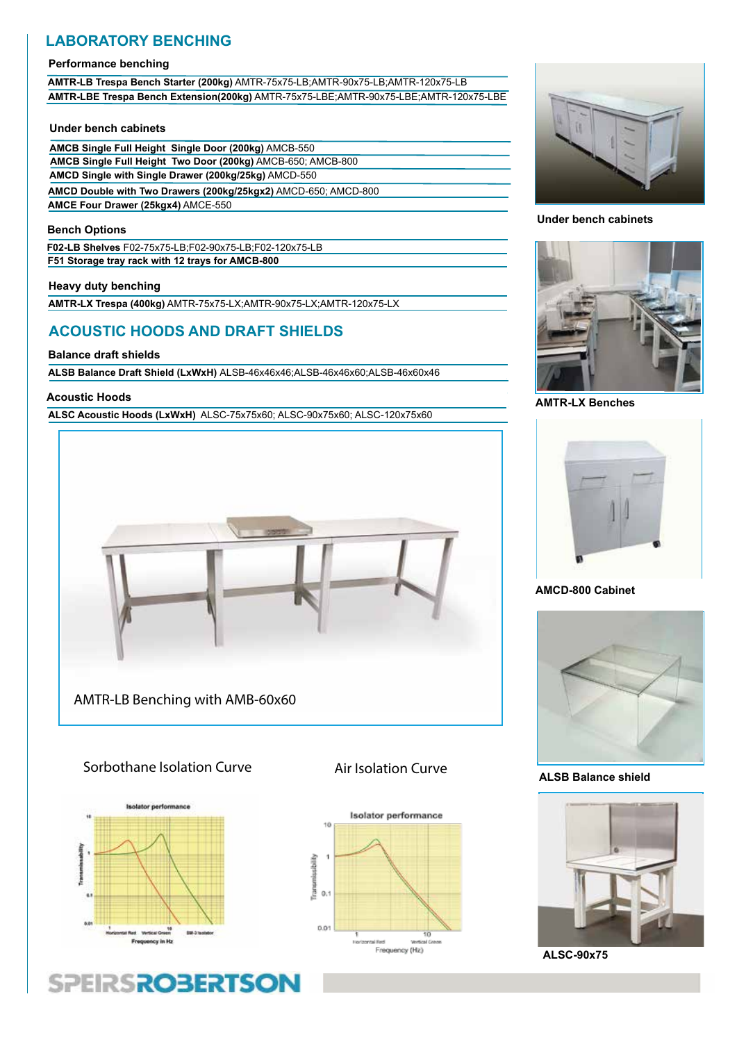# LABORATORY BENCHING

### Performance benching

**AMTR-LB Trespa Bench Starter (200kg)** AMTR-75x75-LB;AMTR-90x75-LB;AMTR-120x75-LB

**AMTR-LBE Trespa Bench Extension(200kg)** AMTR-75x75-LBE;AMTR-90x75-LBE;AMTR-120x75-LBE

### Under bench cabinets

**AMCB Single Full Height Single Door (200kg)** AMCB-550

**AMCB Single Full Height Two Door (200kg)** AMCB-650; AMCB-800

**AMCD Single with Single Drawer (200kg/25kg)** AMCD-550

**AMCD Double with Two Drawers (200kg/25kgx2)** AMCD-650; AMCD-800

**AMCE Four Drawer (25kgx4)** AMCE-550

### Bench Options

**F02-LB Shelves** F02-75x75-LB;F02-90x75-LB;F02-120x75-LB

**F51 Storage tray rack with 12 trays for AMCB-800**

### Heavy duty benching

**AMTR-LX Trespa (400kg)** AMTR-75x75-LX;AMTR-90x75-LX;AMTR-120x75-LX

# ACOUSTIC HOODS AND DRAFT SHIELDS

### Balance draft shields

**ALSB Balance Draft Shield (LxWxH)** ALSB-46x46x46;ALSB-46x46x60;ALSB-46x60x46

### Acoustic Hoods

**ALSC Acoustic Hoods (LxWxH)** ALSC-75x75x60; ALSC-90x75x60; ALSC-120x75x60

AMTR-LB Benching with AMB-60x60

Sorbothane Isolation Curve

Isolator performance

Transmissability

10

1

0.1

0.01

1

10

Horizontal Red Vertical Green SM-3 Isolator

Frequency in Hz

Air Isolation Curve

Isolator performance

Transmissibility

10

1

0.1

0.01

1

10

Horizontal Red Vertical Green

Frequency (Hz)

**Under bench cabinets**

**AMTR-LX Benches**

**AMCD-800 Cabinet**

**ALSB Balance shield**

**ALSC-90x75**

SPEIRSROBERTSON